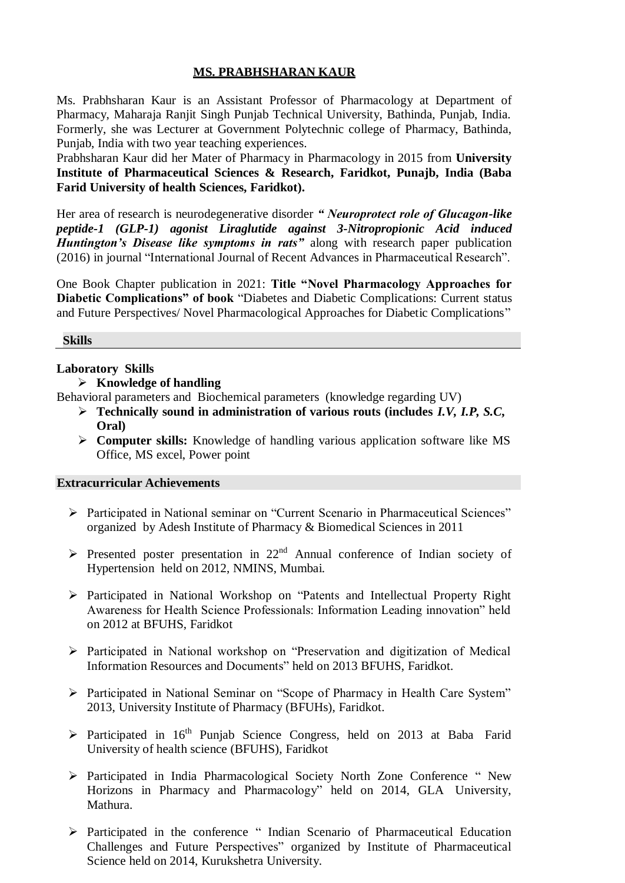# MS. PRABHSHARAN KAUR

Ms. Prabhsharan Kaur is an Assistant Professor of Pharmacology at Department of Pharmacy, Maharaja Ranjit Singh Punjab Technical University, Bathinda, Punjab, India. Formerly, she was Lecturer at Government Polytechnic college of Pharmacy, Bathinda, Punjab, India with two year teaching experiences.

Prabhsharan Kaur did her Mater of Pharmacy in Pharmacology in 2015 from **University Institute of Pharmaceutical Sciences & Research, Faridkot, Punajb, India (Baba Farid University of health Sciences, Faridkot).**

Her area of research is neurodegenerative disorder ***" Neuroprotect role of Glucagon-like peptide-1 (GLP-1) agonist Liraglutide against 3-Nitropropionic Acid induced Huntington's Disease like symptoms in rats"*** along with research paper publication (2016) in journal "International Journal of Recent Advances in Pharmaceutical Research".

One Book Chapter publication in 2021: **Title "Novel Pharmacology Approaches for Diabetic Complications" of book** "Diabetes and Diabetic Complications: Current status and Future Perspectives/ Novel Pharmacological Approaches for Diabetic Complications"

## Skills

**Laboratory Skills**

- **Knowledge of handling**

Behavioral parameters and Biochemical parameters (knowledge regarding UV)

- **Technically sound in administration of various routs (includes *I.V, I.P, S.C,* Oral)**
- **Computer skills:** Knowledge of handling various application software like MS Office, MS excel, Power point

## Extracurricular Achievements

- Participated in National seminar on "Current Scenario in Pharmaceutical Sciences" organized by Adesh Institute of Pharmacy & Biomedical Sciences in 2011
- Presented poster presentation in 22nd Annual conference of Indian society of Hypertension held on 2012, NMINS, Mumbai.
- Participated in National Workshop on "Patents and Intellectual Property Right Awareness for Health Science Professionals: Information Leading innovation" held on 2012 at BFUHS, Faridkot
- Participated in National workshop on "Preservation and digitization of Medical Information Resources and Documents" held on 2013 BFUHS, Faridkot.
- Participated in National Seminar on "Scope of Pharmacy in Health Care System" 2013, University Institute of Pharmacy (BFUHs), Faridkot.
- Participated in 16th Punjab Science Congress, held on 2013 at Baba Farid University of health science (BFUHS), Faridkot
- Participated in India Pharmacological Society North Zone Conference " New Horizons in Pharmacy and Pharmacology" held on 2014, GLA University, Mathura.
- Participated in the conference " Indian Scenario of Pharmaceutical Education Challenges and Future Perspectives" organized by Institute of Pharmaceutical Science held on 2014, Kurukshetra University.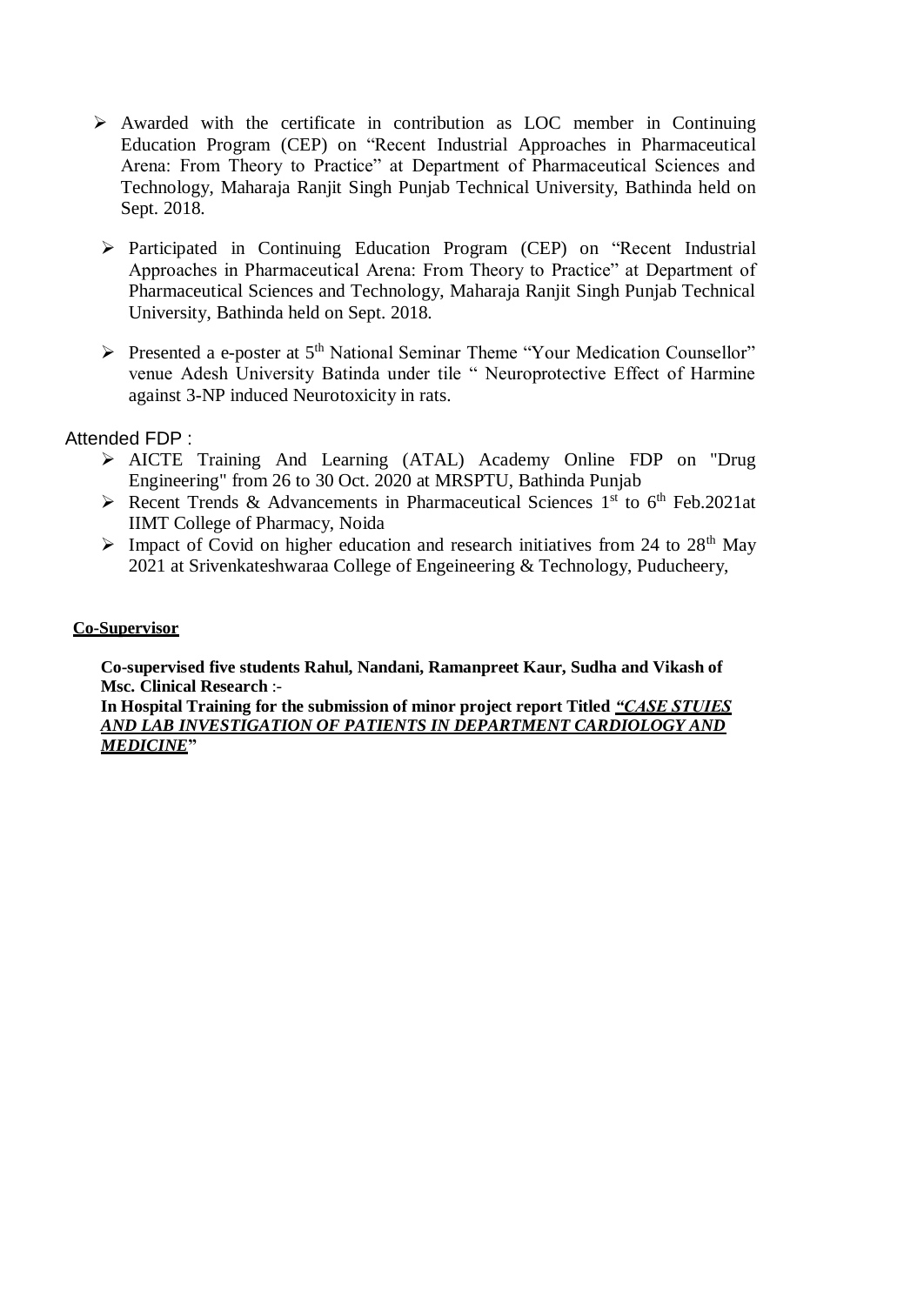- Awarded with the certificate in contribution as LOC member in Continuing Education Program (CEP) on "Recent Industrial Approaches in Pharmaceutical Arena: From Theory to Practice" at Department of Pharmaceutical Sciences and Technology, Maharaja Ranjit Singh Punjab Technical University, Bathinda held on Sept. 2018.
- Participated in Continuing Education Program (CEP) on "Recent Industrial Approaches in Pharmaceutical Arena: From Theory to Practice" at Department of Pharmaceutical Sciences and Technology, Maharaja Ranjit Singh Punjab Technical University, Bathinda held on Sept. 2018.
- Presented a e-poster at 5th National Seminar Theme "Your Medication Counsellor" venue Adesh University Batinda under tile " Neuroprotective Effect of Harmine against 3-NP induced Neurotoxicity in rats.

Attended FDP :

- AICTE Training And Learning (ATAL) Academy Online FDP on "Drug Engineering" from 26 to 30 Oct. 2020 at MRSPTU, Bathinda Punjab
- Recent Trends & Advancements in Pharmaceutical Sciences 1st to 6th Feb.2021at IIMT College of Pharmacy, Noida
- Impact of Covid on higher education and research initiatives from 24 to 28th May 2021 at Srivenkateshwaraa College of Engeineering & Technology, Puducheery,

**Co-Supervisor**

**Co-supervised five students Rahul, Nandani, Ramanpreet Kaur, Sudha and Vikash of Msc. Clinical Research** :-
**In Hospital Training for the submission of minor project report Titled *"CASE STUIES AND LAB INVESTIGATION OF PATIENTS IN DEPARTMENT CARDIOLOGY AND MEDICINE*"**